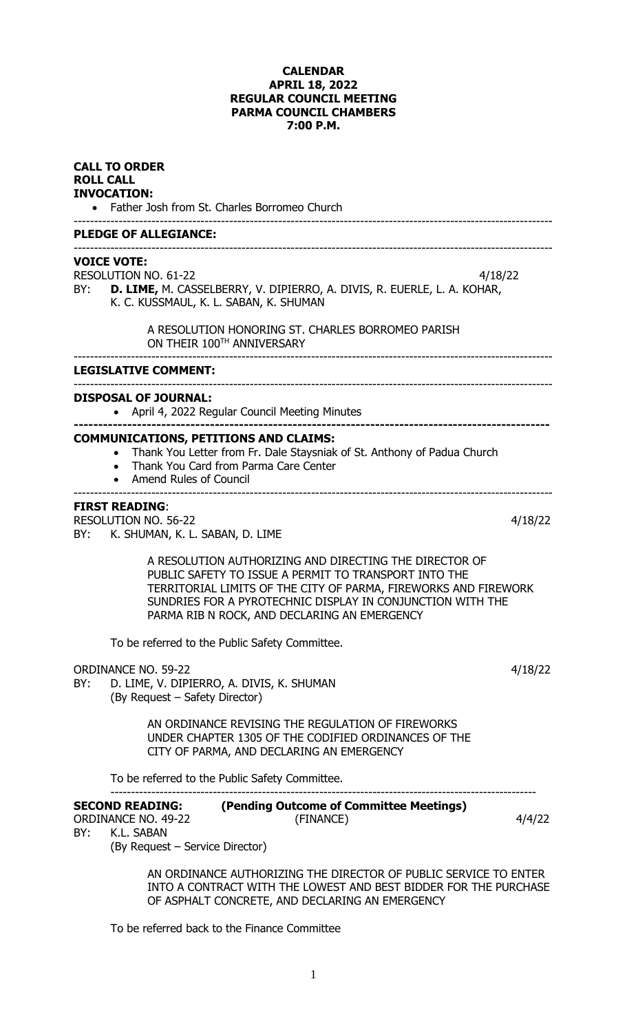**CALENDAR**
**APRIL 18, 2022**
**REGULAR COUNCIL MEETING**
**PARMA COUNCIL CHAMBERS**
**7:00 P.M.**

**CALL TO ORDER**
**ROLL CALL**
**INVOCATION:**

- Father Josh from St. Charles Borromeo Church

---

**PLEDGE OF ALLEGIANCE:**

---

**VOICE VOTE:**

RESOLUTION NO. 61-22 4/18/22

BY: **D. LIME,** M. CASSELBERRY, V. DIPIERRO, A. DIVIS, R. EUERLE, L. A. KOHAR, K. C. KUSSMAUL, K. L. SABAN, K. SHUMAN

A RESOLUTION HONORING ST. CHARLES BORROMEO PARISH ON THEIR 100TH ANNIVERSARY

---

**LEGISLATIVE COMMENT:**

---

**DISPOSAL OF JOURNAL:**

- April 4, 2022 Regular Council Meeting Minutes

---

**COMMUNICATIONS, PETITIONS AND CLAIMS:**

- Thank You Letter from Fr. Dale Staysniak of St. Anthony of Padua Church
- Thank You Card from Parma Care Center
- Amend Rules of Council

---

**FIRST READING**:

RESOLUTION NO. 56-22 4/18/22

BY: K. SHUMAN, K. L. SABAN, D. LIME

A RESOLUTION AUTHORIZING AND DIRECTING THE DIRECTOR OF PUBLIC SAFETY TO ISSUE A PERMIT TO TRANSPORT INTO THE TERRITORIAL LIMITS OF THE CITY OF PARMA, FIREWORKS AND FIREWORK SUNDRIES FOR A PYROTECHNIC DISPLAY IN CONJUNCTION WITH THE PARMA RIB N ROCK, AND DECLARING AN EMERGENCY

To be referred to the Public Safety Committee.

ORDINANCE NO. 59-22 4/18/22

BY: D. LIME, V. DIPIERRO, A. DIVIS, K. SHUMAN
(By Request – Safety Director)

AN ORDINANCE REVISING THE REGULATION OF FIREWORKS UNDER CHAPTER 1305 OF THE CODIFIED ORDINANCES OF THE CITY OF PARMA, AND DECLARING AN EMERGENCY

To be referred to the Public Safety Committee.

---

**SECOND READING: (Pending Outcome of Committee Meetings)**

ORDINANCE NO. 49-22 (FINANCE) 4/4/22

BY: K.L. SABAN
(By Request – Service Director)

AN ORDINANCE AUTHORIZING THE DIRECTOR OF PUBLIC SERVICE TO ENTER INTO A CONTRACT WITH THE LOWEST AND BEST BIDDER FOR THE PURCHASE OF ASPHALT CONCRETE, AND DECLARING AN EMERGENCY

To be referred back to the Finance Committee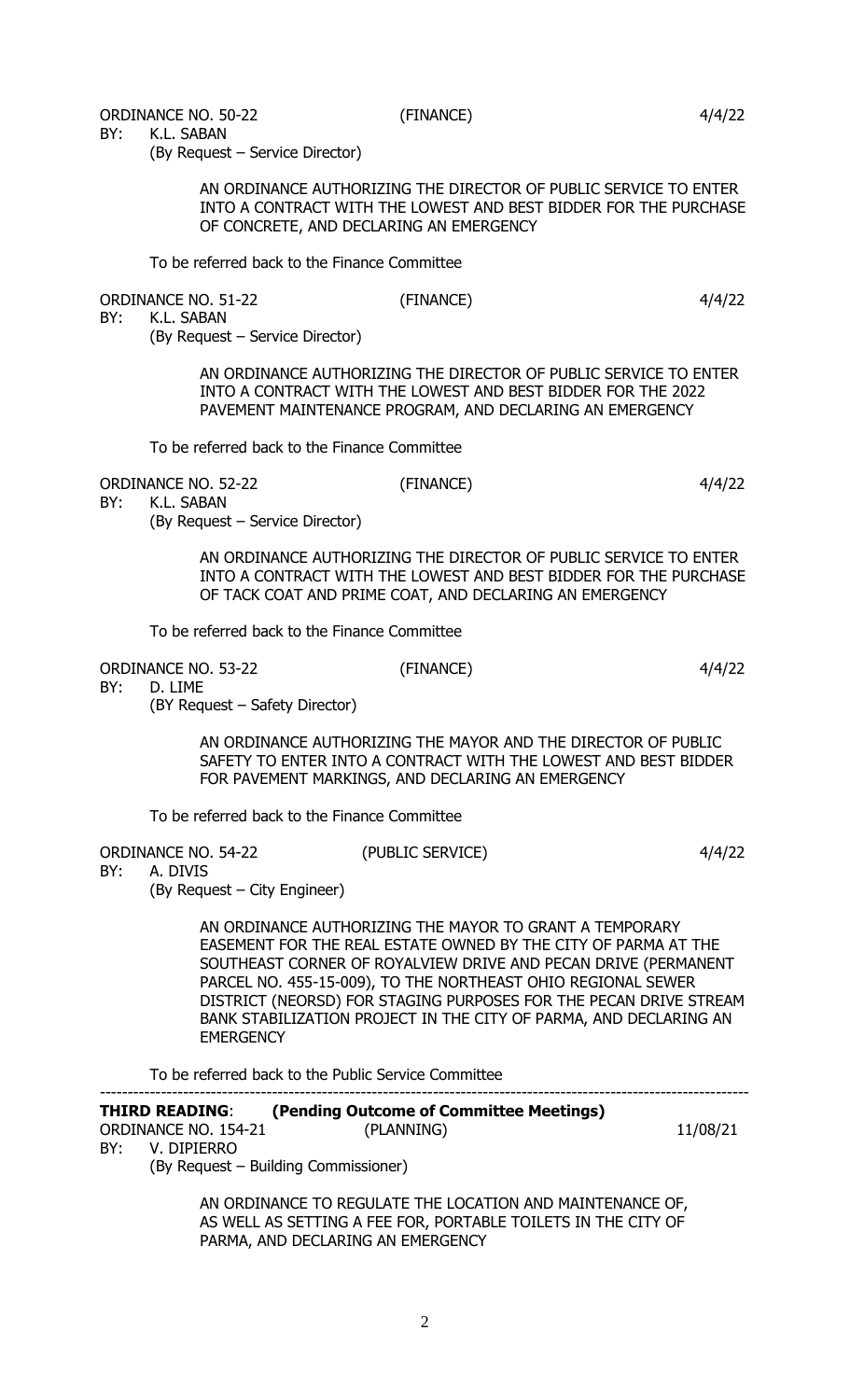ORDINANCE NO. 50-22 (FINANCE) 4/4/22
BY: K.L. SABAN
(By Request – Service Director)

AN ORDINANCE AUTHORIZING THE DIRECTOR OF PUBLIC SERVICE TO ENTER INTO A CONTRACT WITH THE LOWEST AND BEST BIDDER FOR THE PURCHASE OF CONCRETE, AND DECLARING AN EMERGENCY

To be referred back to the Finance Committee

ORDINANCE NO. 51-22 (FINANCE) 4/4/22
BY: K.L. SABAN
(By Request – Service Director)

AN ORDINANCE AUTHORIZING THE DIRECTOR OF PUBLIC SERVICE TO ENTER INTO A CONTRACT WITH THE LOWEST AND BEST BIDDER FOR THE 2022 PAVEMENT MAINTENANCE PROGRAM, AND DECLARING AN EMERGENCY

To be referred back to the Finance Committee

ORDINANCE NO. 52-22 (FINANCE) 4/4/22
BY: K.L. SABAN
(By Request – Service Director)

AN ORDINANCE AUTHORIZING THE DIRECTOR OF PUBLIC SERVICE TO ENTER INTO A CONTRACT WITH THE LOWEST AND BEST BIDDER FOR THE PURCHASE OF TACK COAT AND PRIME COAT, AND DECLARING AN EMERGENCY

To be referred back to the Finance Committee

ORDINANCE NO. 53-22 (FINANCE) 4/4/22
BY: D. LIME
(BY Request – Safety Director)

AN ORDINANCE AUTHORIZING THE MAYOR AND THE DIRECTOR OF PUBLIC SAFETY TO ENTER INTO A CONTRACT WITH THE LOWEST AND BEST BIDDER FOR PAVEMENT MARKINGS, AND DECLARING AN EMERGENCY

To be referred back to the Finance Committee

ORDINANCE NO. 54-22 (PUBLIC SERVICE) 4/4/22
BY: A. DIVIS
(By Request – City Engineer)

AN ORDINANCE AUTHORIZING THE MAYOR TO GRANT A TEMPORARY EASEMENT FOR THE REAL ESTATE OWNED BY THE CITY OF PARMA AT THE SOUTHEAST CORNER OF ROYALVIEW DRIVE AND PECAN DRIVE (PERMANENT PARCEL NO. 455-15-009), TO THE NORTHEAST OHIO REGIONAL SEWER DISTRICT (NEORSD) FOR STAGING PURPOSES FOR THE PECAN DRIVE STREAM BANK STABILIZATION PROJECT IN THE CITY OF PARMA, AND DECLARING AN EMERGENCY

To be referred back to the Public Service Committee

---

**THIRD READING**: **(Pending Outcome of Committee Meetings)**

ORDINANCE NO. 154-21 (PLANNING) 11/08/21
BY: V. DIPIERRO
(By Request – Building Commissioner)

AN ORDINANCE TO REGULATE THE LOCATION AND MAINTENANCE OF, AS WELL AS SETTING A FEE FOR, PORTABLE TOILETS IN THE CITY OF PARMA, AND DECLARING AN EMERGENCY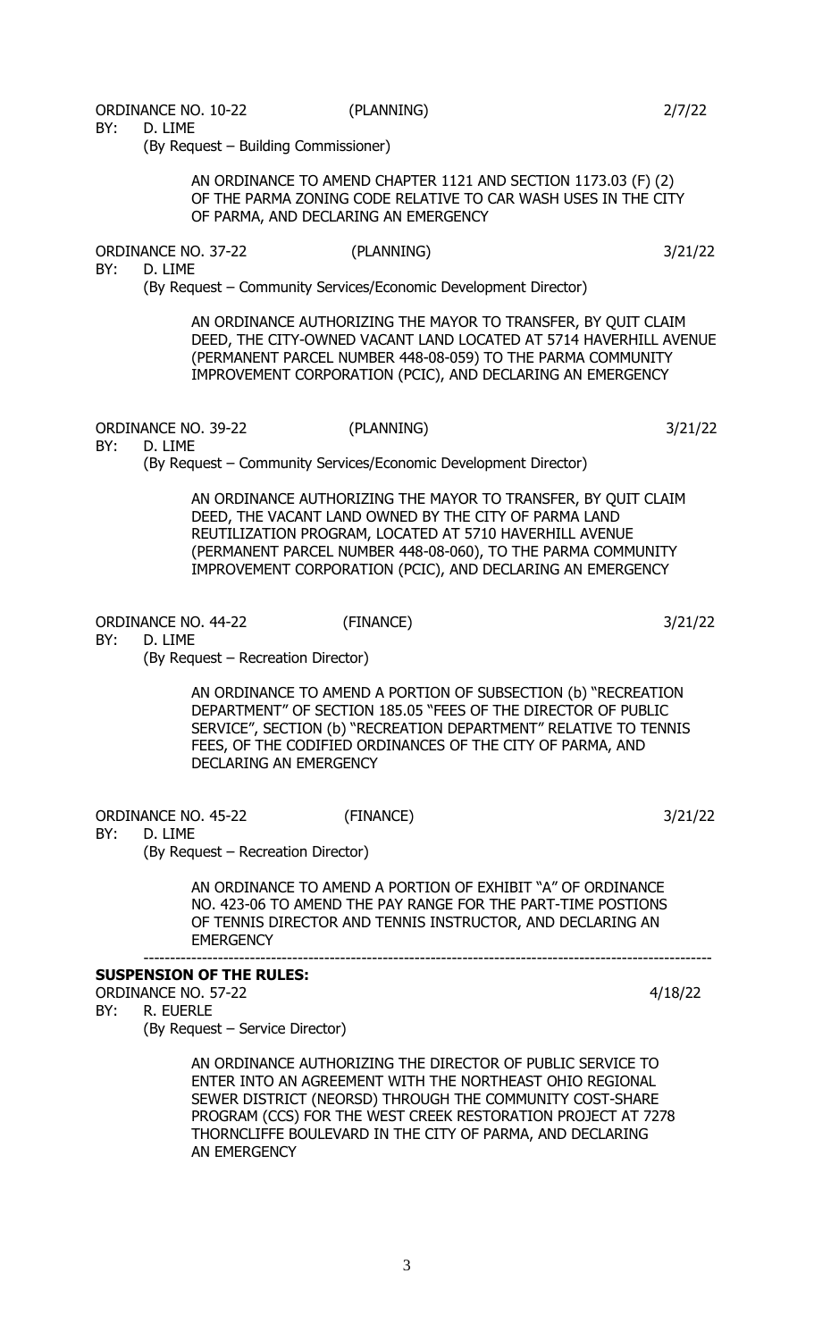ORDINANCE NO. 10-22 (PLANNING) 2/7/22
BY: D. LIME
(By Request – Building Commissioner)

AN ORDINANCE TO AMEND CHAPTER 1121 AND SECTION 1173.03 (F) (2) OF THE PARMA ZONING CODE RELATIVE TO CAR WASH USES IN THE CITY OF PARMA, AND DECLARING AN EMERGENCY

ORDINANCE NO. 37-22 (PLANNING) 3/21/22
BY: D. LIME
(By Request – Community Services/Economic Development Director)

AN ORDINANCE AUTHORIZING THE MAYOR TO TRANSFER, BY QUIT CLAIM DEED, THE CITY-OWNED VACANT LAND LOCATED AT 5714 HAVERHILL AVENUE (PERMANENT PARCEL NUMBER 448-08-059) TO THE PARMA COMMUNITY IMPROVEMENT CORPORATION (PCIC), AND DECLARING AN EMERGENCY

ORDINANCE NO. 39-22 (PLANNING) 3/21/22
BY: D. LIME
(By Request – Community Services/Economic Development Director)

AN ORDINANCE AUTHORIZING THE MAYOR TO TRANSFER, BY QUIT CLAIM DEED, THE VACANT LAND OWNED BY THE CITY OF PARMA LAND REUTILIZATION PROGRAM, LOCATED AT 5710 HAVERHILL AVENUE (PERMANENT PARCEL NUMBER 448-08-060), TO THE PARMA COMMUNITY IMPROVEMENT CORPORATION (PCIC), AND DECLARING AN EMERGENCY

ORDINANCE NO. 44-22 (FINANCE) 3/21/22
BY: D. LIME
(By Request – Recreation Director)

AN ORDINANCE TO AMEND A PORTION OF SUBSECTION (b) "RECREATION DEPARTMENT" OF SECTION 185.05 "FEES OF THE DIRECTOR OF PUBLIC SERVICE", SECTION (b) "RECREATION DEPARTMENT" RELATIVE TO TENNIS FEES, OF THE CODIFIED ORDINANCES OF THE CITY OF PARMA, AND DECLARING AN EMERGENCY

ORDINANCE NO. 45-22 (FINANCE) 3/21/22
BY: D. LIME
(By Request – Recreation Director)

AN ORDINANCE TO AMEND A PORTION OF EXHIBIT "A" OF ORDINANCE NO. 423-06 TO AMEND THE PAY RANGE FOR THE PART-TIME POSTIONS OF TENNIS DIRECTOR AND TENNIS INSTRUCTOR, AND DECLARING AN EMERGENCY

---

**SUSPENSION OF THE RULES:**

ORDINANCE NO. 57-22 4/18/22
BY: R. EUERLE
(By Request – Service Director)

AN ORDINANCE AUTHORIZING THE DIRECTOR OF PUBLIC SERVICE TO ENTER INTO AN AGREEMENT WITH THE NORTHEAST OHIO REGIONAL SEWER DISTRICT (NEORSD) THROUGH THE COMMUNITY COST-SHARE PROGRAM (CCS) FOR THE WEST CREEK RESTORATION PROJECT AT 7278 THORNCLIFFE BOULEVARD IN THE CITY OF PARMA, AND DECLARING AN EMERGENCY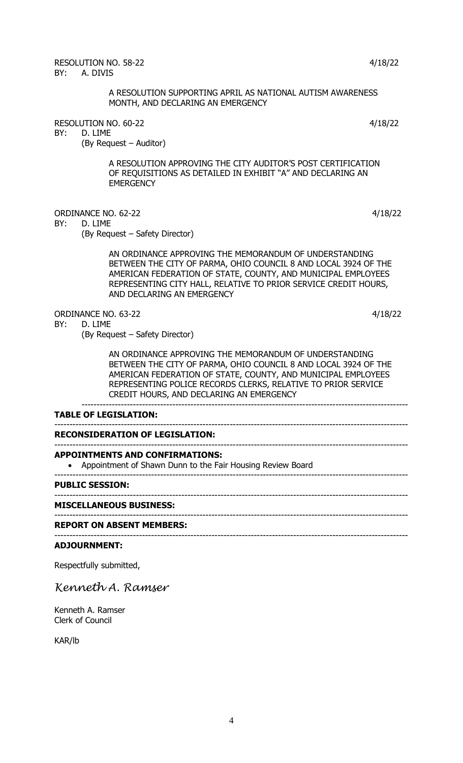RESOLUTION NO. 58-22 4/18/22
BY: A. DIVIS

A RESOLUTION SUPPORTING APRIL AS NATIONAL AUTISM AWARENESS MONTH, AND DECLARING AN EMERGENCY

RESOLUTION NO. 60-22 4/18/22
BY: D. LIME
(By Request – Auditor)

A RESOLUTION APPROVING THE CITY AUDITOR'S POST CERTIFICATION OF REQUISITIONS AS DETAILED IN EXHIBIT "A" AND DECLARING AN EMERGENCY

ORDINANCE NO. 62-22 4/18/22
BY: D. LIME
(By Request – Safety Director)

AN ORDINANCE APPROVING THE MEMORANDUM OF UNDERSTANDING BETWEEN THE CITY OF PARMA, OHIO COUNCIL 8 AND LOCAL 3924 OF THE AMERICAN FEDERATION OF STATE, COUNTY, AND MUNICIPAL EMPLOYEES REPRESENTING CITY HALL, RELATIVE TO PRIOR SERVICE CREDIT HOURS, AND DECLARING AN EMERGENCY

ORDINANCE NO. 63-22 4/18/22
BY: D. LIME
(By Request – Safety Director)

AN ORDINANCE APPROVING THE MEMORANDUM OF UNDERSTANDING BETWEEN THE CITY OF PARMA, OHIO COUNCIL 8 AND LOCAL 3924 OF THE AMERICAN FEDERATION OF STATE, COUNTY, AND MUNICIPAL EMPLOYEES REPRESENTING POLICE RECORDS CLERKS, RELATIVE TO PRIOR SERVICE CREDIT HOURS, AND DECLARING AN EMERGENCY

---

**TABLE OF LEGISLATION:**

---

**RECONSIDERATION OF LEGISLATION:**

---

**APPOINTMENTS AND CONFIRMATIONS:**

- Appointment of Shawn Dunn to the Fair Housing Review Board

---

**PUBLIC SESSION:**

---

**MISCELLANEOUS BUSINESS:**

---

**REPORT ON ABSENT MEMBERS:**

---

**ADJOURNMENT:**

Respectfully submitted,

*Kenneth A. Ramser*

Kenneth A. Ramser
Clerk of Council

KAR/lb